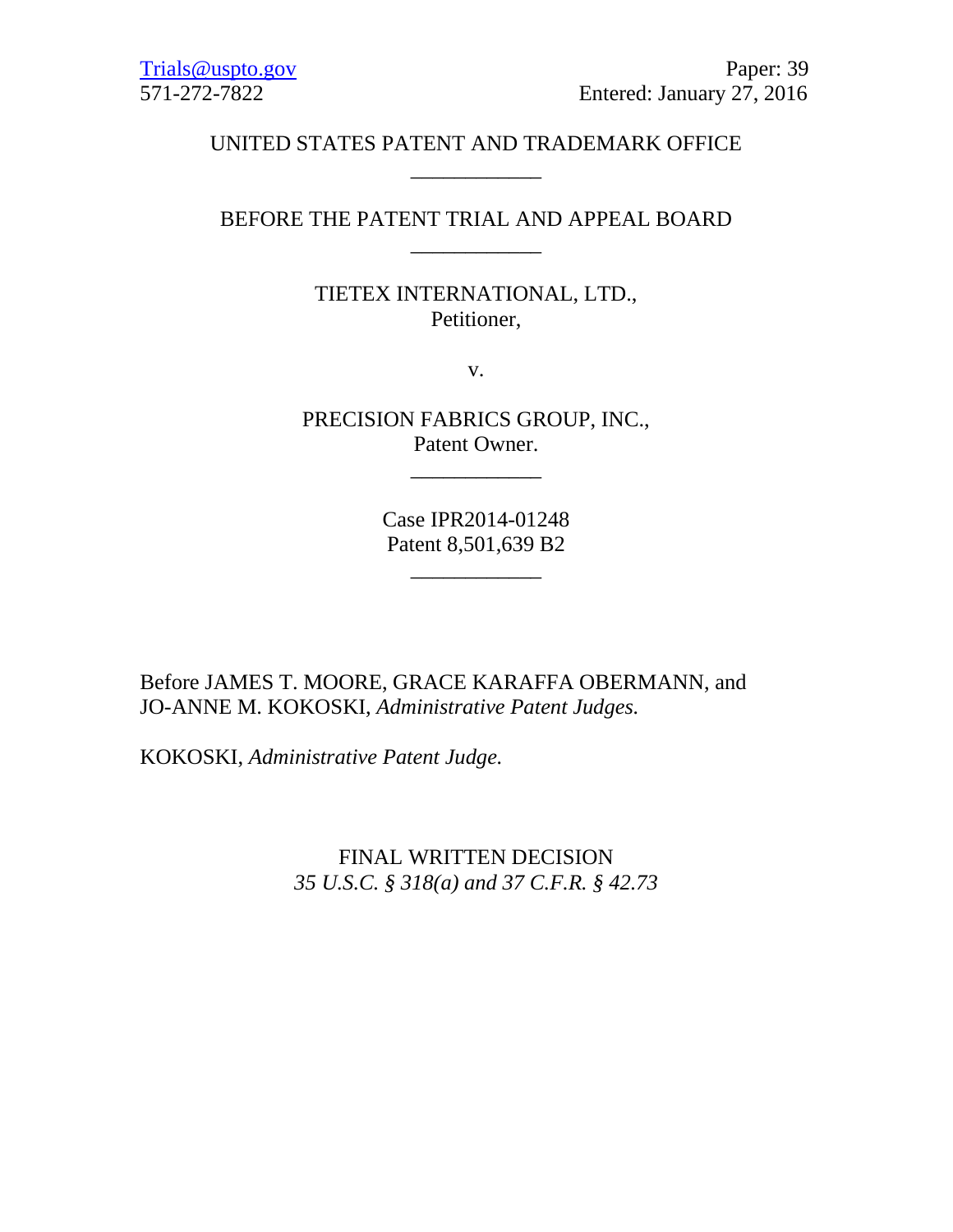Trials@uspto.gov
571-272-7822

Paper: 39
Entered: January 27, 2016

UNITED STATES PATENT AND TRADEMARK OFFICE

____________

BEFORE THE PATENT TRIAL AND APPEAL BOARD

____________

TIETEX INTERNATIONAL, LTD.,
Petitioner,

v.

PRECISION FABRICS GROUP, INC.,
Patent Owner.

____________

Case IPR2014-01248
Patent 8,501,639 B2

____________

Before JAMES T. MOORE, GRACE KARAFFA OBERMANN, and JO-ANNE M. KOKOSKI, *Administrative Patent Judges.*

KOKOSKI, *Administrative Patent Judge.*

FINAL WRITTEN DECISION
*35 U.S.C. § 318(a) and 37 C.F.R. § 42.73*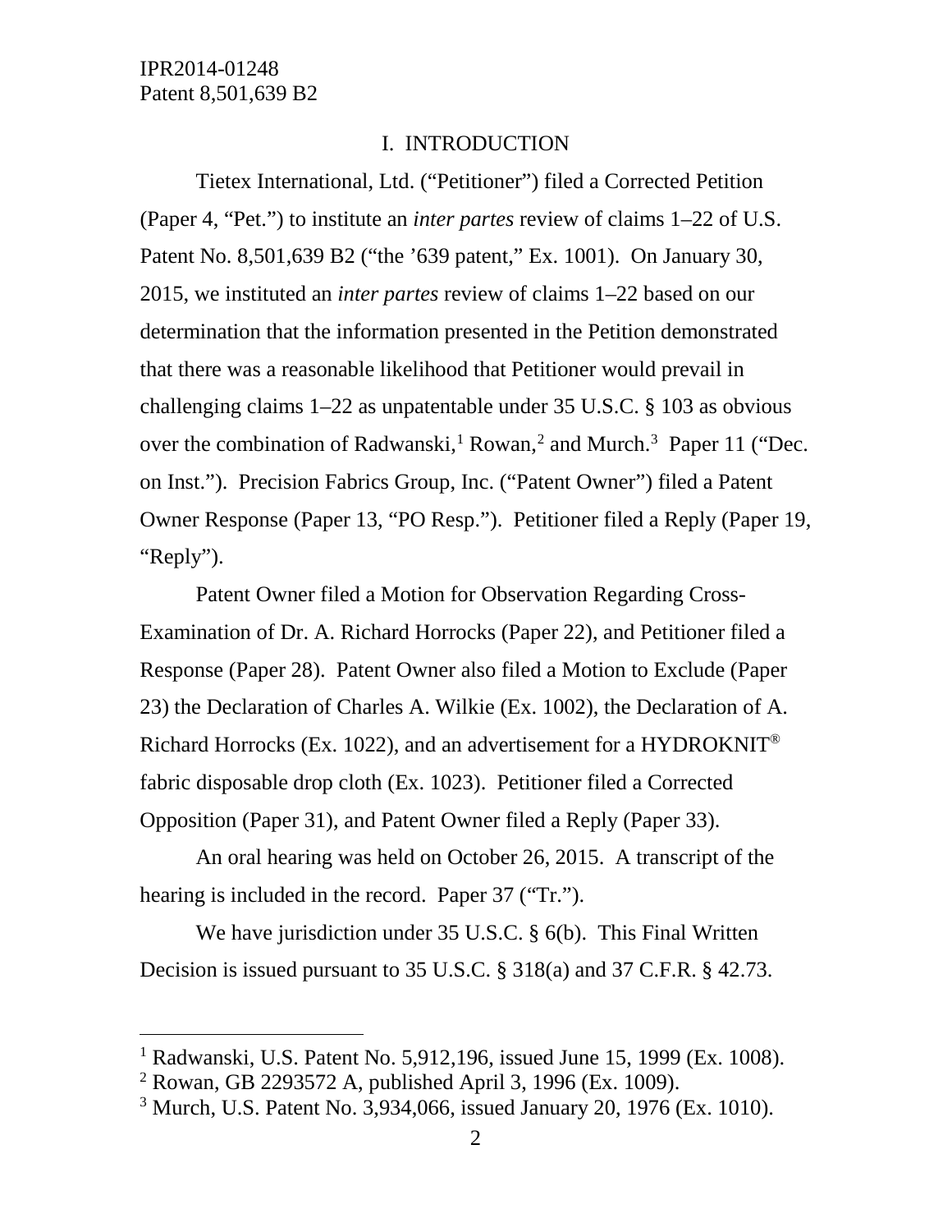## I. INTRODUCTION

Tietex International, Ltd. ("Petitioner") filed a Corrected Petition (Paper 4, "Pet.") to institute an *inter partes* review of claims 1–22 of U.S. Patent No. 8,501,639 B2 ("the '639 patent," Ex. 1001). On January 30, 2015, we instituted an *inter partes* review of claims 1–22 based on our determination that the information presented in the Petition demonstrated that there was a reasonable likelihood that Petitioner would prevail in challenging claims 1–22 as unpatentable under 35 U.S.C. § 103 as obvious over the combination of Radwanski,[1] Rowan,[2] and Murch.[3] Paper 11 ("Dec. on Inst."). Precision Fabrics Group, Inc. ("Patent Owner") filed a Patent Owner Response (Paper 13, "PO Resp."). Petitioner filed a Reply (Paper 19, "Reply").

Patent Owner filed a Motion for Observation Regarding Cross-Examination of Dr. A. Richard Horrocks (Paper 22), and Petitioner filed a Response (Paper 28). Patent Owner also filed a Motion to Exclude (Paper 23) the Declaration of Charles A. Wilkie (Ex. 1002), the Declaration of A. Richard Horrocks (Ex. 1022), and an advertisement for a HYDROKNIT® fabric disposable drop cloth (Ex. 1023). Petitioner filed a Corrected Opposition (Paper 31), and Patent Owner filed a Reply (Paper 33).

An oral hearing was held on October 26, 2015. A transcript of the hearing is included in the record. Paper 37 ("Tr.").

We have jurisdiction under 35 U.S.C. § 6(b). This Final Written Decision is issued pursuant to 35 U.S.C. § 318(a) and 37 C.F.R. § 42.73.

---

[1] Radwanski, U.S. Patent No. 5,912,196, issued June 15, 1999 (Ex. 1008).

[2] Rowan, GB 2293572 A, published April 3, 1996 (Ex. 1009).

[3] Murch, U.S. Patent No. 3,934,066, issued January 20, 1976 (Ex. 1010).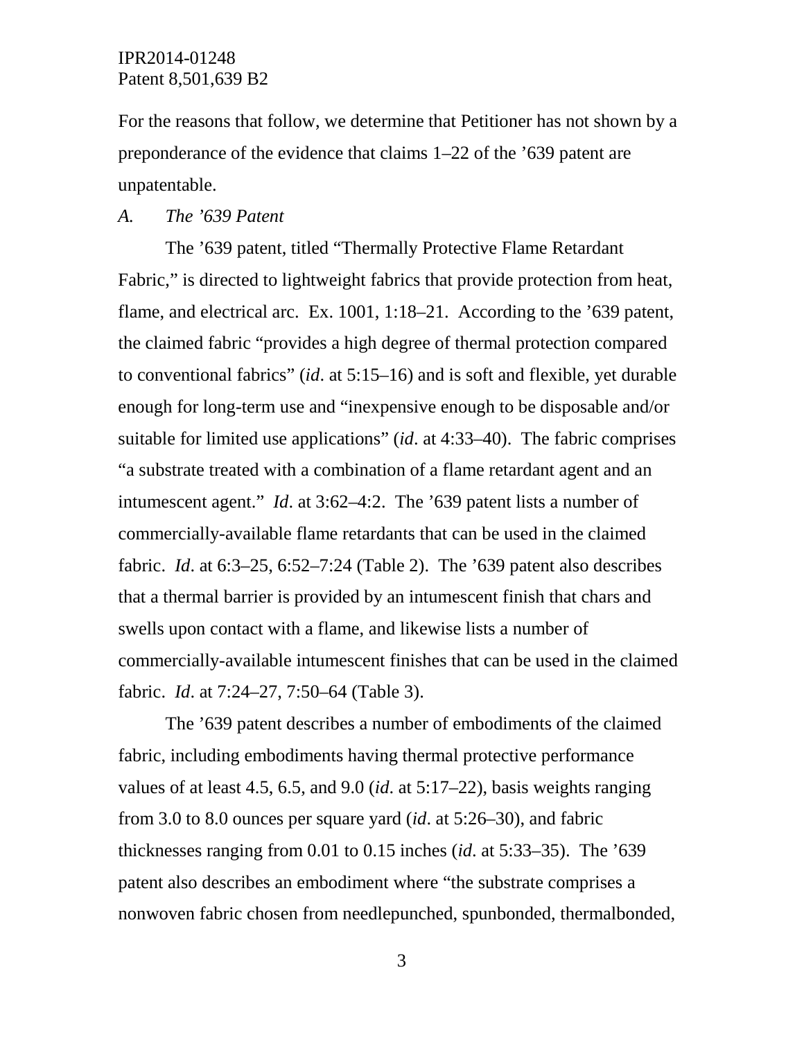For the reasons that follow, we determine that Petitioner has not shown by a preponderance of the evidence that claims 1–22 of the ’639 patent are unpatentable.

*A. The ’639 Patent*

The ’639 patent, titled “Thermally Protective Flame Retardant Fabric,” is directed to lightweight fabrics that provide protection from heat, flame, and electrical arc. Ex. 1001, 1:18–21. According to the ’639 patent, the claimed fabric “provides a high degree of thermal protection compared to conventional fabrics” (*id*. at 5:15–16) and is soft and flexible, yet durable enough for long-term use and “inexpensive enough to be disposable and/or suitable for limited use applications” (*id*. at 4:33–40). The fabric comprises “a substrate treated with a combination of a flame retardant agent and an intumescent agent.” *Id*. at 3:62–4:2. The ’639 patent lists a number of commercially-available flame retardants that can be used in the claimed fabric. *Id*. at 6:3–25, 6:52–7:24 (Table 2). The ’639 patent also describes that a thermal barrier is provided by an intumescent finish that chars and swells upon contact with a flame, and likewise lists a number of commercially-available intumescent finishes that can be used in the claimed fabric. *Id*. at 7:24–27, 7:50–64 (Table 3).

The ’639 patent describes a number of embodiments of the claimed fabric, including embodiments having thermal protective performance values of at least 4.5, 6.5, and 9.0 (*id*. at 5:17–22), basis weights ranging from 3.0 to 8.0 ounces per square yard (*id*. at 5:26–30), and fabric thicknesses ranging from 0.01 to 0.15 inches (*id*. at 5:33–35). The ’639 patent also describes an embodiment where “the substrate comprises a nonwoven fabric chosen from needlepunched, spunbonded, thermalbonded,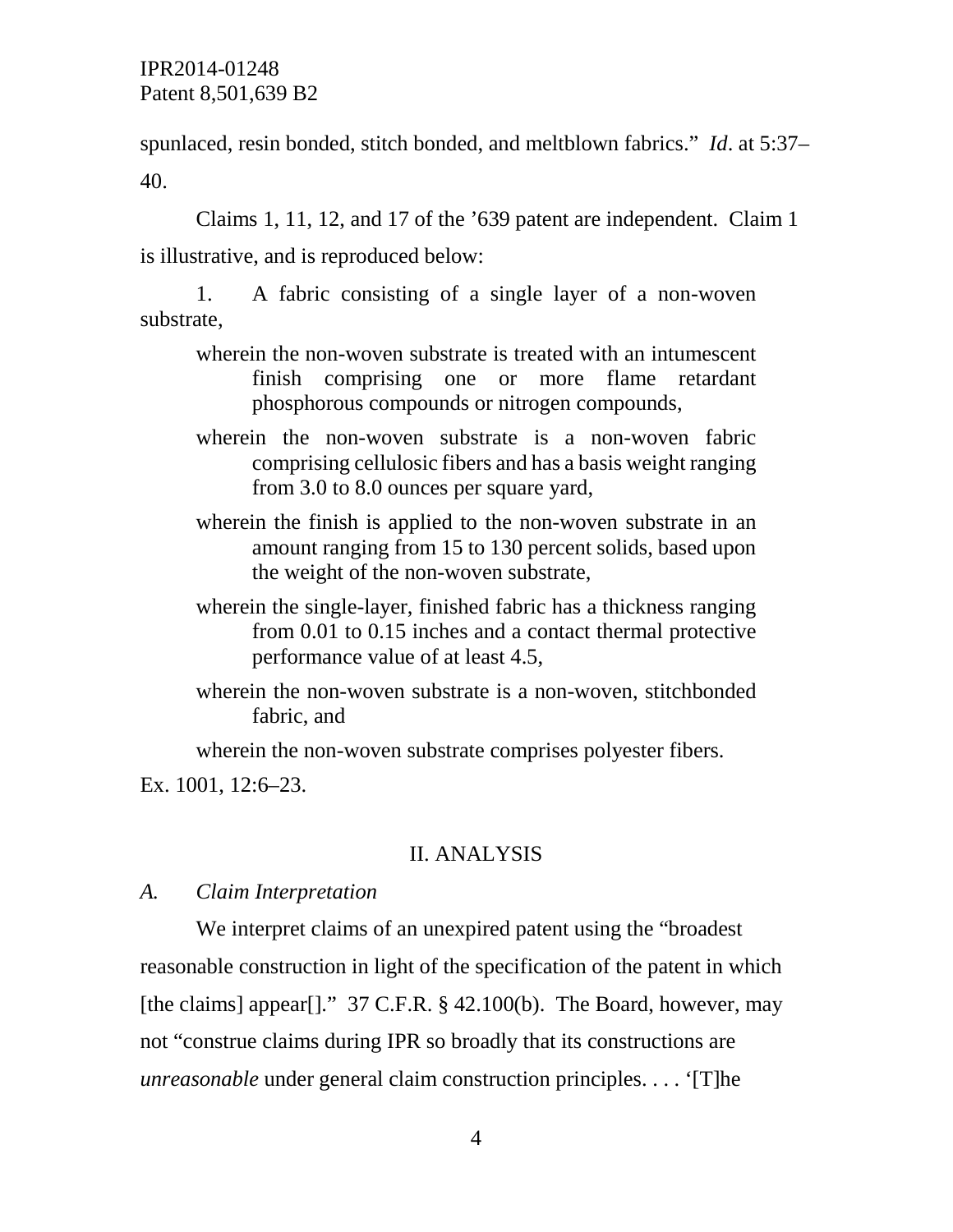spunlaced, resin bonded, stitch bonded, and meltblown fabrics." *Id*. at 5:37–40.

Claims 1, 11, 12, and 17 of the '639 patent are independent. Claim 1 is illustrative, and is reproduced below:

> 1. A fabric consisting of a single layer of a non-woven substrate,
>
> wherein the non-woven substrate is treated with an intumescent finish comprising one or more flame retardant phosphorous compounds or nitrogen compounds,
>
> wherein the non-woven substrate is a non-woven fabric comprising cellulosic fibers and has a basis weight ranging from 3.0 to 8.0 ounces per square yard,
>
> wherein the finish is applied to the non-woven substrate in an amount ranging from 15 to 130 percent solids, based upon the weight of the non-woven substrate,
>
> wherein the single-layer, finished fabric has a thickness ranging from 0.01 to 0.15 inches and a contact thermal protective performance value of at least 4.5,
>
> wherein the non-woven substrate is a non-woven, stitchbonded fabric, and
>
> wherein the non-woven substrate comprises polyester fibers.

Ex. 1001, 12:6–23.

## II. ANALYSIS

### *A. Claim Interpretation*

We interpret claims of an unexpired patent using the "broadest reasonable construction in light of the specification of the patent in which [the claims] appear[]." 37 C.F.R. § 42.100(b). The Board, however, may not "construe claims during IPR so broadly that its constructions are *unreasonable* under general claim construction principles. . . . '[T]he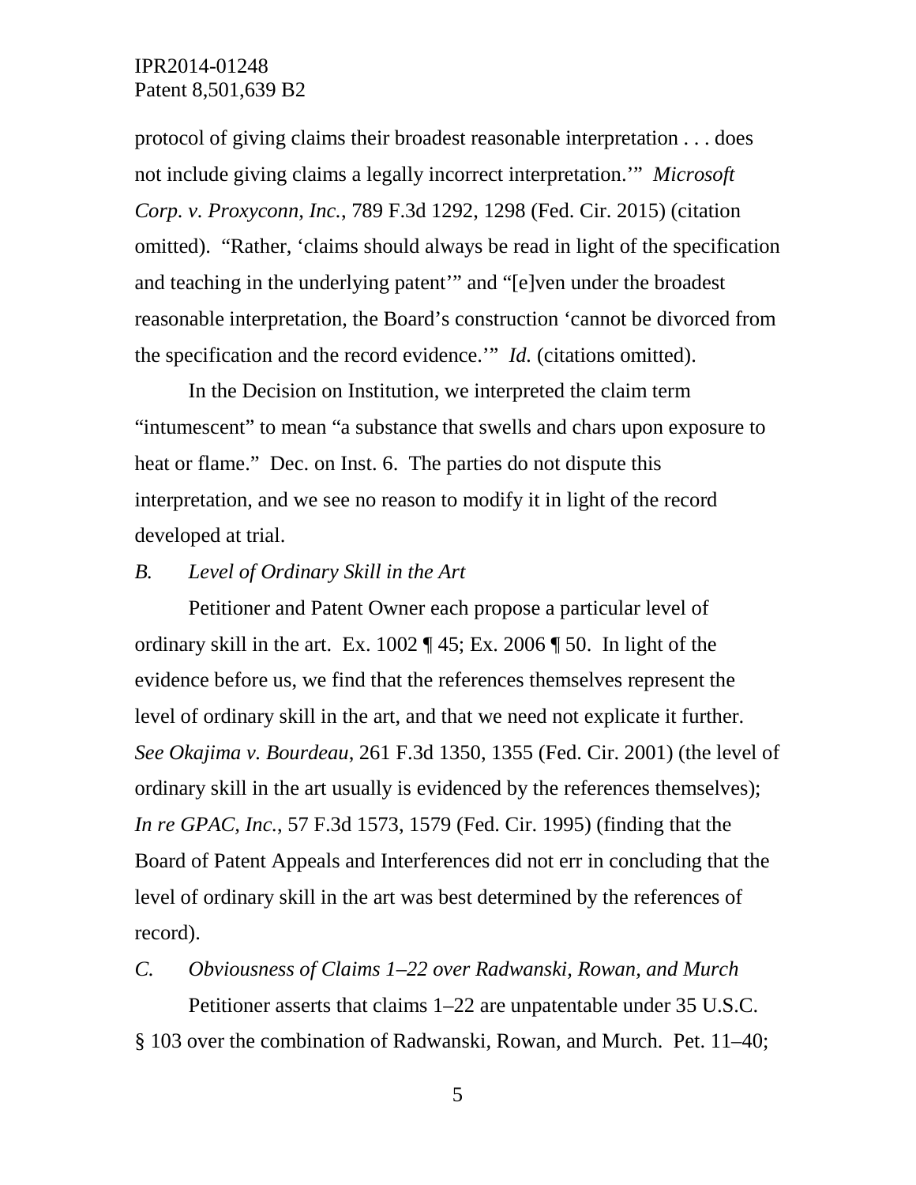protocol of giving claims their broadest reasonable interpretation . . . does not include giving claims a legally incorrect interpretation.'" *Microsoft Corp. v. Proxyconn, Inc.*, 789 F.3d 1292, 1298 (Fed. Cir. 2015) (citation omitted). "Rather, 'claims should always be read in light of the specification and teaching in the underlying patent'" and "[e]ven under the broadest reasonable interpretation, the Board's construction 'cannot be divorced from the specification and the record evidence.'" *Id.* (citations omitted).

In the Decision on Institution, we interpreted the claim term "intumescent" to mean "a substance that swells and chars upon exposure to heat or flame." Dec. on Inst. 6. The parties do not dispute this interpretation, and we see no reason to modify it in light of the record developed at trial.

### *B. Level of Ordinary Skill in the Art*

Petitioner and Patent Owner each propose a particular level of ordinary skill in the art. Ex. 1002 ¶ 45; Ex. 2006 ¶ 50. In light of the evidence before us, we find that the references themselves represent the level of ordinary skill in the art, and that we need not explicate it further. *See Okajima v. Bourdeau*, 261 F.3d 1350, 1355 (Fed. Cir. 2001) (the level of ordinary skill in the art usually is evidenced by the references themselves); *In re GPAC, Inc.*, 57 F.3d 1573, 1579 (Fed. Cir. 1995) (finding that the Board of Patent Appeals and Interferences did not err in concluding that the level of ordinary skill in the art was best determined by the references of record).

### *C. Obviousness of Claims 1–22 over Radwanski, Rowan, and Murch*

Petitioner asserts that claims 1–22 are unpatentable under 35 U.S.C. § 103 over the combination of Radwanski, Rowan, and Murch. Pet. 11–40;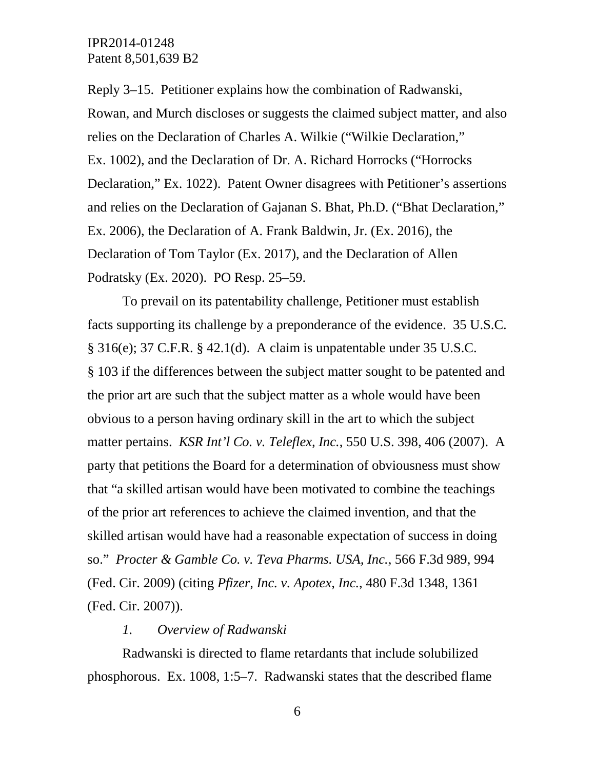Reply 3–15. Petitioner explains how the combination of Radwanski, Rowan, and Murch discloses or suggests the claimed subject matter, and also relies on the Declaration of Charles A. Wilkie ("Wilkie Declaration," Ex. 1002), and the Declaration of Dr. A. Richard Horrocks ("Horrocks Declaration," Ex. 1022). Patent Owner disagrees with Petitioner's assertions and relies on the Declaration of Gajanan S. Bhat, Ph.D. ("Bhat Declaration," Ex. 2006), the Declaration of A. Frank Baldwin, Jr. (Ex. 2016), the Declaration of Tom Taylor (Ex. 2017), and the Declaration of Allen Podratsky (Ex. 2020). PO Resp. 25–59.

To prevail on its patentability challenge, Petitioner must establish facts supporting its challenge by a preponderance of the evidence. 35 U.S.C. § 316(e); 37 C.F.R. § 42.1(d). A claim is unpatentable under 35 U.S.C. § 103 if the differences between the subject matter sought to be patented and the prior art are such that the subject matter as a whole would have been obvious to a person having ordinary skill in the art to which the subject matter pertains. *KSR Int'l Co. v. Teleflex, Inc.*, 550 U.S. 398, 406 (2007). A party that petitions the Board for a determination of obviousness must show that "a skilled artisan would have been motivated to combine the teachings of the prior art references to achieve the claimed invention, and that the skilled artisan would have had a reasonable expectation of success in doing so." *Procter & Gamble Co. v. Teva Pharms. USA, Inc.*, 566 F.3d 989, 994 (Fed. Cir. 2009) (citing *Pfizer, Inc. v. Apotex, Inc.*, 480 F.3d 1348, 1361 (Fed. Cir. 2007)).

*1. Overview of Radwanski*

Radwanski is directed to flame retardants that include solubilized phosphorous. Ex. 1008, 1:5–7. Radwanski states that the described flame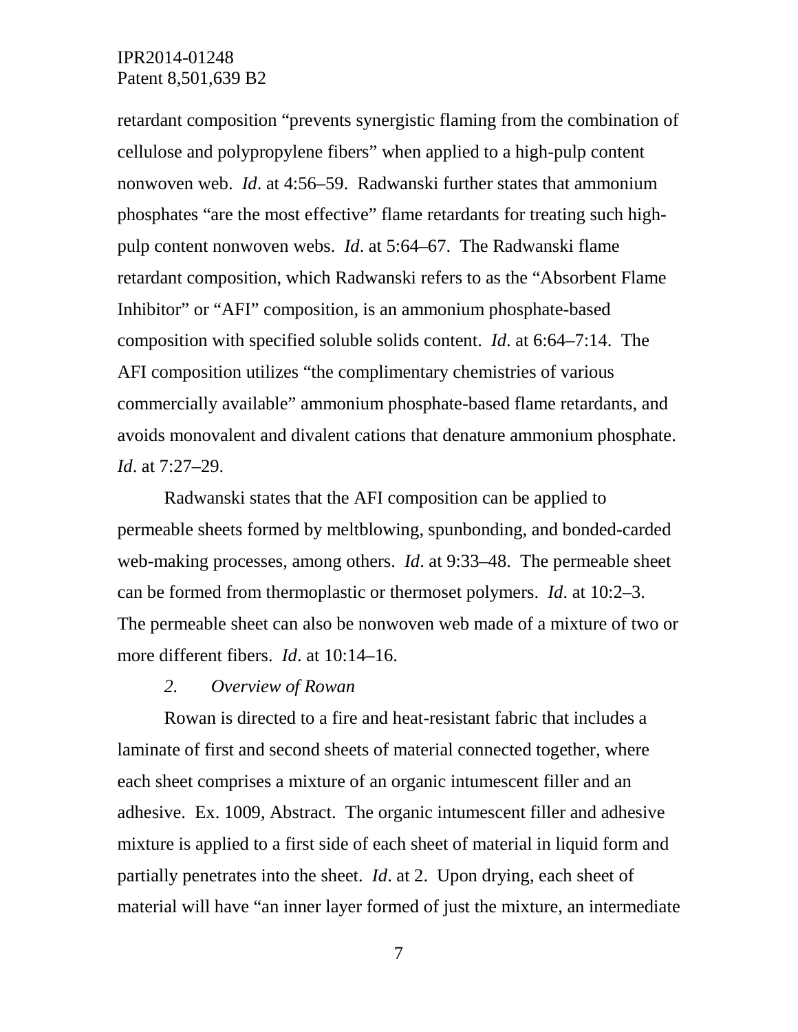retardant composition "prevents synergistic flaming from the combination of cellulose and polypropylene fibers" when applied to a high-pulp content nonwoven web. *Id*. at 4:56–59. Radwanski further states that ammonium phosphates "are the most effective" flame retardants for treating such high-pulp content nonwoven webs. *Id*. at 5:64–67. The Radwanski flame retardant composition, which Radwanski refers to as the "Absorbent Flame Inhibitor" or "AFI" composition, is an ammonium phosphate-based composition with specified soluble solids content. *Id*. at 6:64–7:14. The AFI composition utilizes "the complimentary chemistries of various commercially available" ammonium phosphate-based flame retardants, and avoids monovalent and divalent cations that denature ammonium phosphate. *Id*. at 7:27–29.

Radwanski states that the AFI composition can be applied to permeable sheets formed by meltblowing, spunbonding, and bonded-carded web-making processes, among others. *Id*. at 9:33–48. The permeable sheet can be formed from thermoplastic or thermoset polymers. *Id*. at 10:2–3. The permeable sheet can also be nonwoven web made of a mixture of two or more different fibers. *Id*. at 10:14–16.

### *2. Overview of Rowan*

Rowan is directed to a fire and heat-resistant fabric that includes a laminate of first and second sheets of material connected together, where each sheet comprises a mixture of an organic intumescent filler and an adhesive. Ex. 1009, Abstract. The organic intumescent filler and adhesive mixture is applied to a first side of each sheet of material in liquid form and partially penetrates into the sheet. *Id*. at 2. Upon drying, each sheet of material will have "an inner layer formed of just the mixture, an intermediate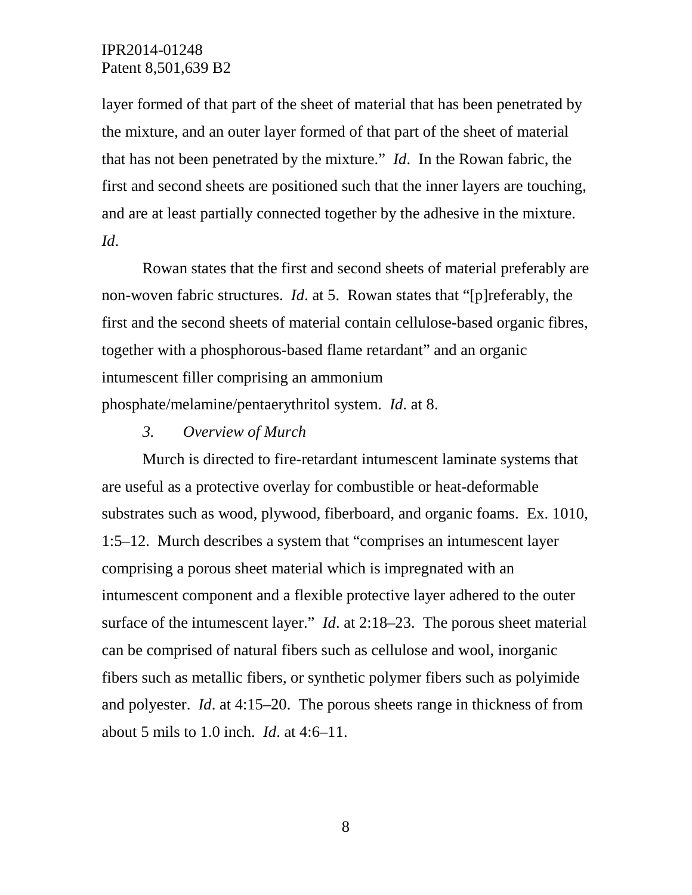layer formed of that part of the sheet of material that has been penetrated by the mixture, and an outer layer formed of that part of the sheet of material that has not been penetrated by the mixture." *Id*. In the Rowan fabric, the first and second sheets are positioned such that the inner layers are touching, and are at least partially connected together by the adhesive in the mixture. *Id*.

Rowan states that the first and second sheets of material preferably are non-woven fabric structures. *Id*. at 5. Rowan states that "[p]referably, the first and the second sheets of material contain cellulose-based organic fibres, together with a phosphorous-based flame retardant" and an organic intumescent filler comprising an ammonium phosphate/melamine/pentaerythritol system. *Id*. at 8.

### *3. Overview of Murch*

Murch is directed to fire-retardant intumescent laminate systems that are useful as a protective overlay for combustible or heat-deformable substrates such as wood, plywood, fiberboard, and organic foams. Ex. 1010, 1:5–12. Murch describes a system that "comprises an intumescent layer comprising a porous sheet material which is impregnated with an intumescent component and a flexible protective layer adhered to the outer surface of the intumescent layer." *Id*. at 2:18–23. The porous sheet material can be comprised of natural fibers such as cellulose and wool, inorganic fibers such as metallic fibers, or synthetic polymer fibers such as polyimide and polyester. *Id*. at 4:15–20. The porous sheets range in thickness of from about 5 mils to 1.0 inch. *Id*. at 4:6–11.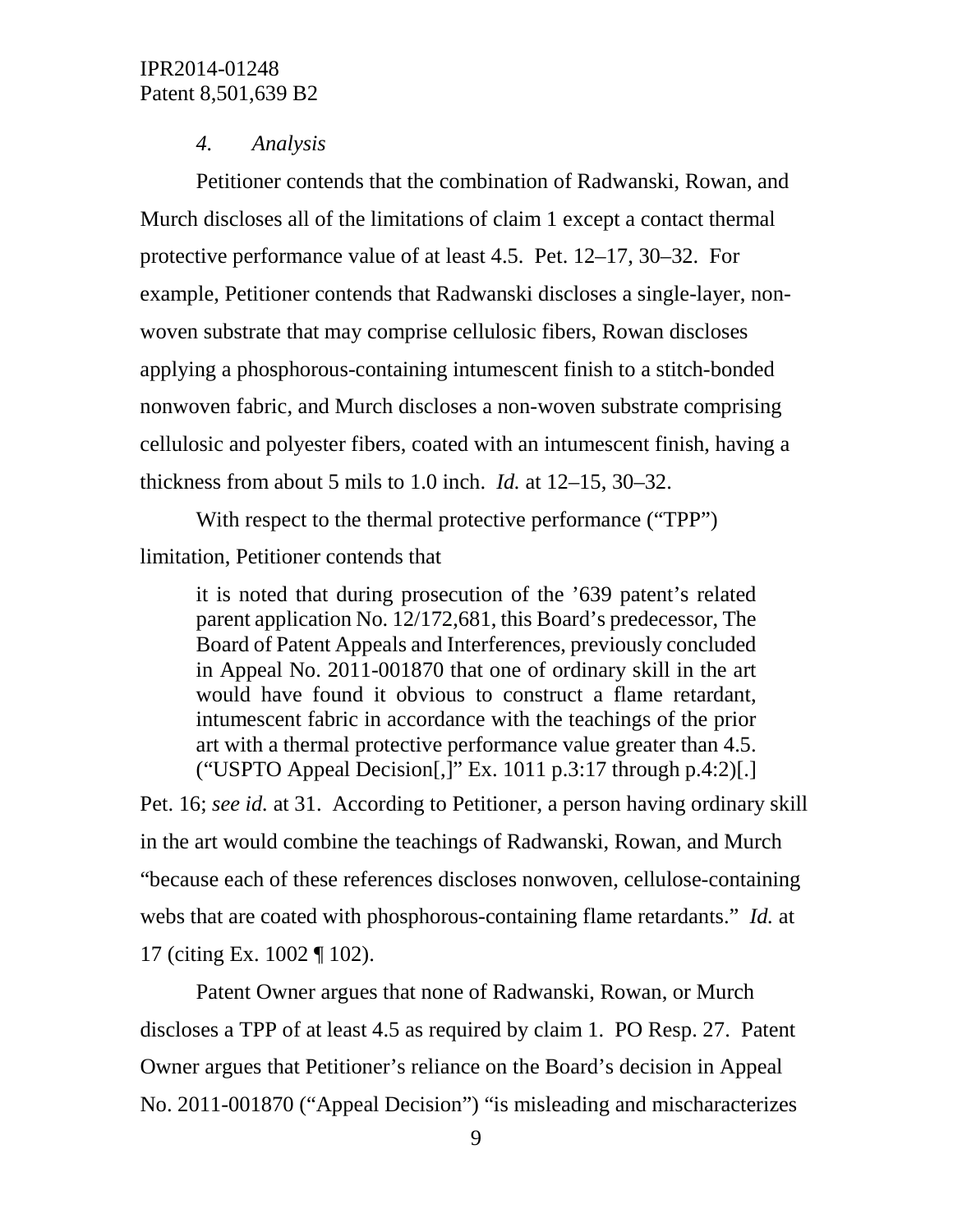*4. Analysis*

Petitioner contends that the combination of Radwanski, Rowan, and Murch discloses all of the limitations of claim 1 except a contact thermal protective performance value of at least 4.5. Pet. 12–17, 30–32. For example, Petitioner contends that Radwanski discloses a single-layer, non-woven substrate that may comprise cellulosic fibers, Rowan discloses applying a phosphorous-containing intumescent finish to a stitch-bonded nonwoven fabric, and Murch discloses a non-woven substrate comprising cellulosic and polyester fibers, coated with an intumescent finish, having a thickness from about 5 mils to 1.0 inch. *Id.* at 12–15, 30–32.

With respect to the thermal protective performance ("TPP") limitation, Petitioner contends that

> it is noted that during prosecution of the '639 patent's related parent application No. 12/172,681, this Board's predecessor, The Board of Patent Appeals and Interferences, previously concluded in Appeal No. 2011-001870 that one of ordinary skill in the art would have found it obvious to construct a flame retardant, intumescent fabric in accordance with the teachings of the prior art with a thermal protective performance value greater than 4.5. ("USPTO Appeal Decision[,]" Ex. 1011 p.3:17 through p.4:2)[.]

Pet. 16; *see id.* at 31. According to Petitioner, a person having ordinary skill in the art would combine the teachings of Radwanski, Rowan, and Murch "because each of these references discloses nonwoven, cellulose-containing webs that are coated with phosphorous-containing flame retardants." *Id.* at 17 (citing Ex. 1002 ¶ 102).

Patent Owner argues that none of Radwanski, Rowan, or Murch discloses a TPP of at least 4.5 as required by claim 1. PO Resp. 27. Patent Owner argues that Petitioner's reliance on the Board's decision in Appeal No. 2011-001870 ("Appeal Decision") "is misleading and mischaracterizes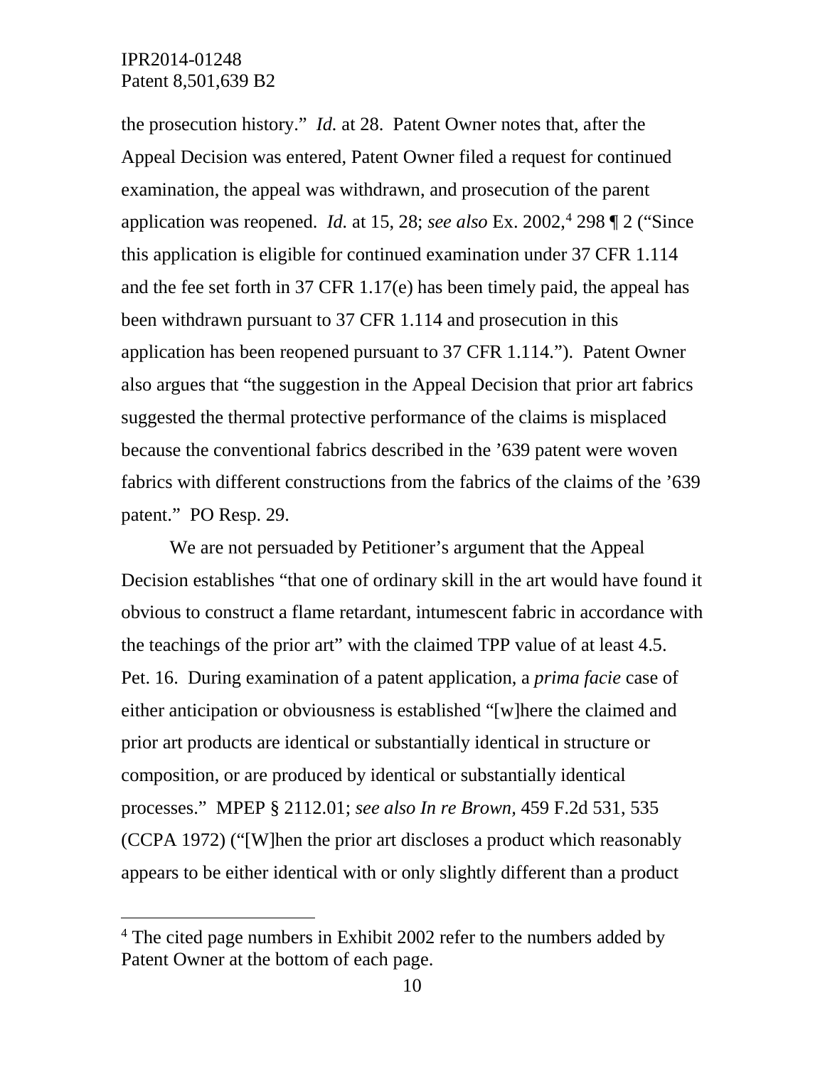the prosecution history." *Id.* at 28. Patent Owner notes that, after the Appeal Decision was entered, Patent Owner filed a request for continued examination, the appeal was withdrawn, and prosecution of the parent application was reopened. *Id.* at 15, 28; *see also* Ex. 2002,[4] 298 ¶ 2 ("Since this application is eligible for continued examination under 37 CFR 1.114 and the fee set forth in 37 CFR 1.17(e) has been timely paid, the appeal has been withdrawn pursuant to 37 CFR 1.114 and prosecution in this application has been reopened pursuant to 37 CFR 1.114."). Patent Owner also argues that "the suggestion in the Appeal Decision that prior art fabrics suggested the thermal protective performance of the claims is misplaced because the conventional fabrics described in the '639 patent were woven fabrics with different constructions from the fabrics of the claims of the '639 patent." PO Resp. 29.

We are not persuaded by Petitioner's argument that the Appeal Decision establishes "that one of ordinary skill in the art would have found it obvious to construct a flame retardant, intumescent fabric in accordance with the teachings of the prior art" with the claimed TPP value of at least 4.5. Pet. 16. During examination of a patent application, a *prima facie* case of either anticipation or obviousness is established "[w]here the claimed and prior art products are identical or substantially identical in structure or composition, or are produced by identical or substantially identical processes." MPEP § 2112.01; *see also In re Brown,* 459 F.2d 531, 535 (CCPA 1972) ("[W]hen the prior art discloses a product which reasonably appears to be either identical with or only slightly different than a product

[4] The cited page numbers in Exhibit 2002 refer to the numbers added by Patent Owner at the bottom of each page.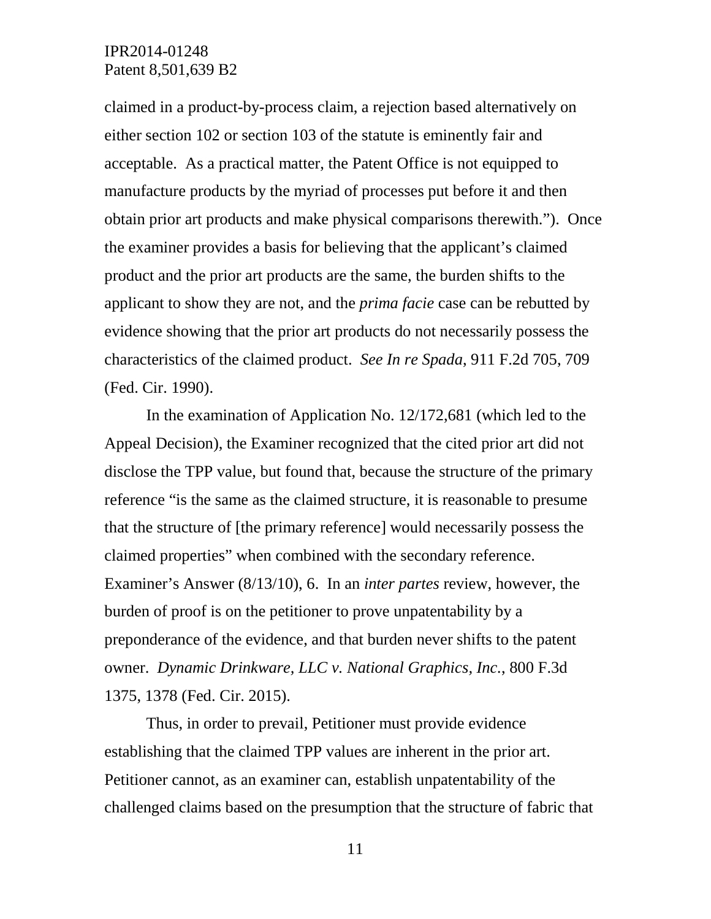claimed in a product-by-process claim, a rejection based alternatively on either section 102 or section 103 of the statute is eminently fair and acceptable. As a practical matter, the Patent Office is not equipped to manufacture products by the myriad of processes put before it and then obtain prior art products and make physical comparisons therewith."). Once the examiner provides a basis for believing that the applicant's claimed product and the prior art products are the same, the burden shifts to the applicant to show they are not, and the *prima facie* case can be rebutted by evidence showing that the prior art products do not necessarily possess the characteristics of the claimed product. *See In re Spada*, 911 F.2d 705, 709 (Fed. Cir. 1990).

In the examination of Application No. 12/172,681 (which led to the Appeal Decision), the Examiner recognized that the cited prior art did not disclose the TPP value, but found that, because the structure of the primary reference "is the same as the claimed structure, it is reasonable to presume that the structure of [the primary reference] would necessarily possess the claimed properties" when combined with the secondary reference. Examiner's Answer (8/13/10), 6. In an *inter partes* review, however, the burden of proof is on the petitioner to prove unpatentability by a preponderance of the evidence, and that burden never shifts to the patent owner. *Dynamic Drinkware, LLC v. National Graphics, Inc.*, 800 F.3d 1375, 1378 (Fed. Cir. 2015).

Thus, in order to prevail, Petitioner must provide evidence establishing that the claimed TPP values are inherent in the prior art. Petitioner cannot, as an examiner can, establish unpatentability of the challenged claims based on the presumption that the structure of fabric that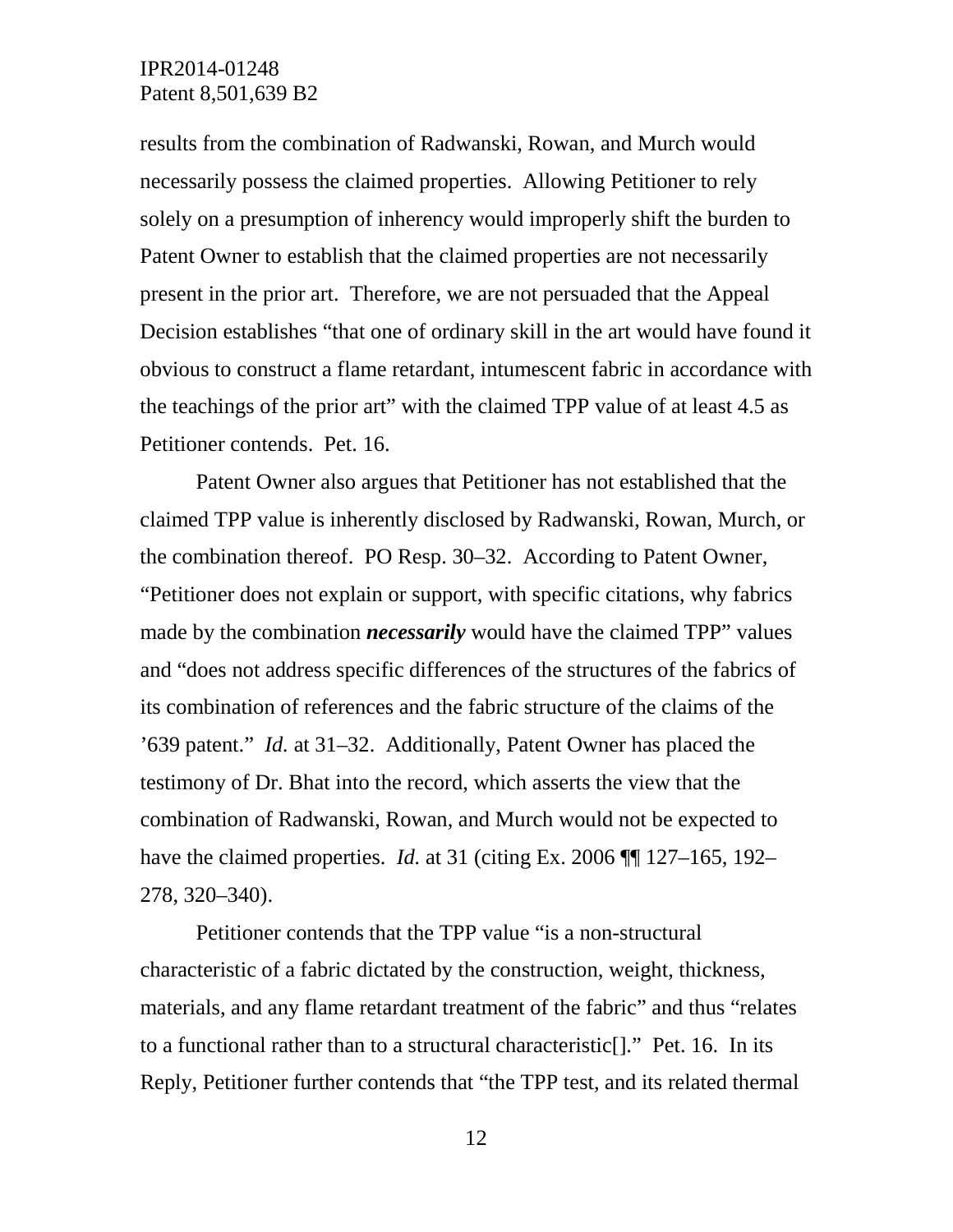results from the combination of Radwanski, Rowan, and Murch would necessarily possess the claimed properties. Allowing Petitioner to rely solely on a presumption of inherency would improperly shift the burden to Patent Owner to establish that the claimed properties are not necessarily present in the prior art. Therefore, we are not persuaded that the Appeal Decision establishes "that one of ordinary skill in the art would have found it obvious to construct a flame retardant, intumescent fabric in accordance with the teachings of the prior art" with the claimed TPP value of at least 4.5 as Petitioner contends. Pet. 16.

Patent Owner also argues that Petitioner has not established that the claimed TPP value is inherently disclosed by Radwanski, Rowan, Murch, or the combination thereof. PO Resp. 30–32. According to Patent Owner, "Petitioner does not explain or support, with specific citations, why fabrics made by the combination ***necessarily*** would have the claimed TPP" values and "does not address specific differences of the structures of the fabrics of its combination of references and the fabric structure of the claims of the '639 patent." *Id.* at 31–32. Additionally, Patent Owner has placed the testimony of Dr. Bhat into the record, which asserts the view that the combination of Radwanski, Rowan, and Murch would not be expected to have the claimed properties. *Id.* at 31 (citing Ex. 2006 ¶¶ 127–165, 192–278, 320–340).

Petitioner contends that the TPP value "is a non-structural characteristic of a fabric dictated by the construction, weight, thickness, materials, and any flame retardant treatment of the fabric" and thus "relates to a functional rather than to a structural characteristic[]." Pet. 16. In its Reply, Petitioner further contends that "the TPP test, and its related thermal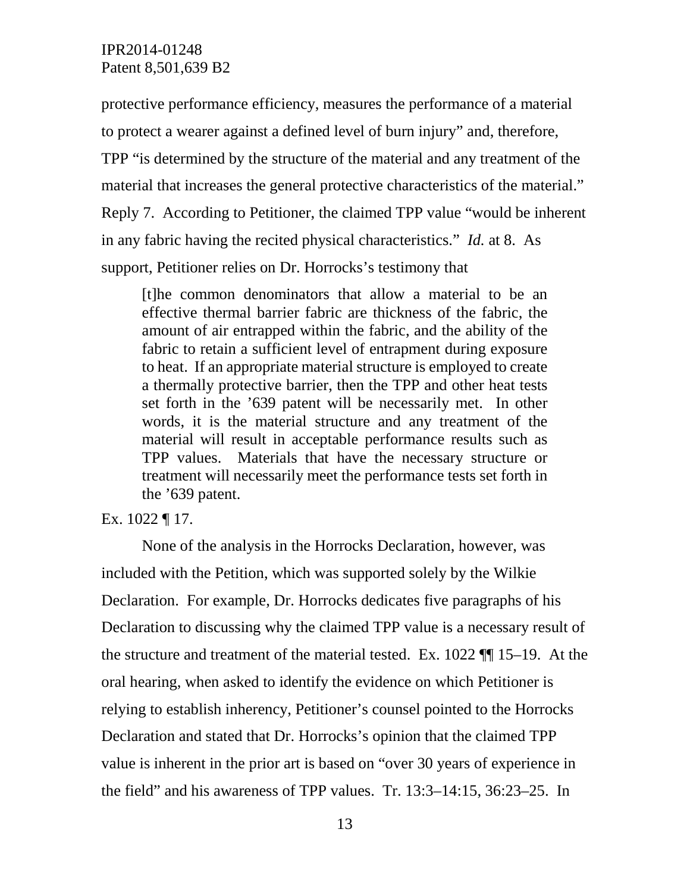protective performance efficiency, measures the performance of a material to protect a wearer against a defined level of burn injury" and, therefore, TPP "is determined by the structure of the material and any treatment of the material that increases the general protective characteristics of the material." Reply 7. According to Petitioner, the claimed TPP value "would be inherent in any fabric having the recited physical characteristics." *Id.* at 8. As support, Petitioner relies on Dr. Horrocks's testimony that

> [t]he common denominators that allow a material to be an effective thermal barrier fabric are thickness of the fabric, the amount of air entrapped within the fabric, and the ability of the fabric to retain a sufficient level of entrapment during exposure to heat. If an appropriate material structure is employed to create a thermally protective barrier, then the TPP and other heat tests set forth in the '639 patent will be necessarily met. In other words, it is the material structure and any treatment of the material will result in acceptable performance results such as TPP values. Materials that have the necessary structure or treatment will necessarily meet the performance tests set forth in the '639 patent.

Ex. 1022 ¶ 17.

None of the analysis in the Horrocks Declaration, however, was included with the Petition, which was supported solely by the Wilkie Declaration. For example, Dr. Horrocks dedicates five paragraphs of his Declaration to discussing why the claimed TPP value is a necessary result of the structure and treatment of the material tested. Ex. 1022 ¶¶ 15–19. At the oral hearing, when asked to identify the evidence on which Petitioner is relying to establish inherency, Petitioner's counsel pointed to the Horrocks Declaration and stated that Dr. Horrocks's opinion that the claimed TPP value is inherent in the prior art is based on "over 30 years of experience in the field" and his awareness of TPP values. Tr. 13:3–14:15, 36:23–25. In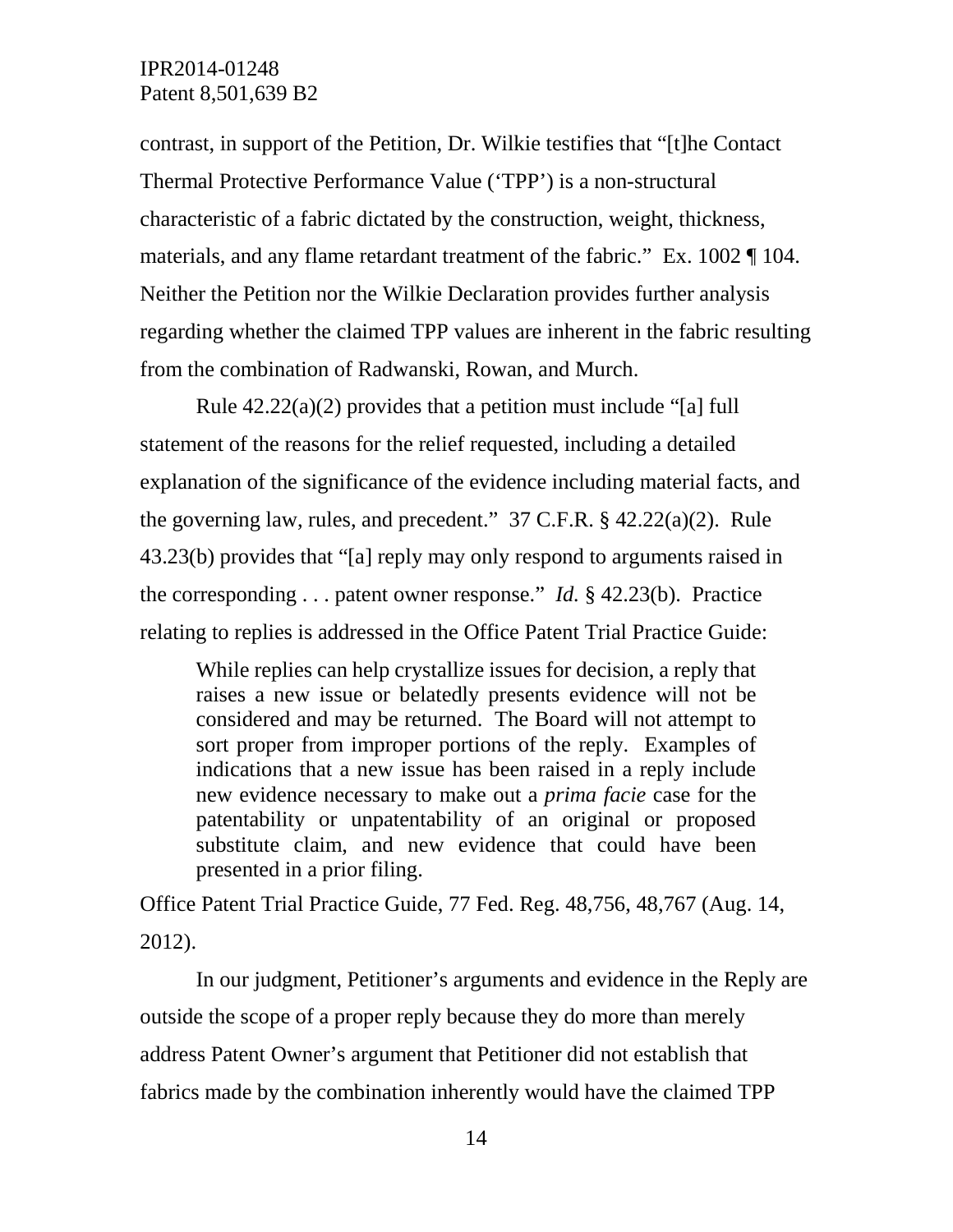contrast, in support of the Petition, Dr. Wilkie testifies that "[t]he Contact Thermal Protective Performance Value ('TPP') is a non-structural characteristic of a fabric dictated by the construction, weight, thickness, materials, and any flame retardant treatment of the fabric." Ex. 1002 ¶ 104. Neither the Petition nor the Wilkie Declaration provides further analysis regarding whether the claimed TPP values are inherent in the fabric resulting from the combination of Radwanski, Rowan, and Murch.

Rule 42.22(a)(2) provides that a petition must include "[a] full statement of the reasons for the relief requested, including a detailed explanation of the significance of the evidence including material facts, and the governing law, rules, and precedent." 37 C.F.R. § 42.22(a)(2). Rule 43.23(b) provides that "[a] reply may only respond to arguments raised in the corresponding . . . patent owner response." *Id.* § 42.23(b). Practice relating to replies is addressed in the Office Patent Trial Practice Guide:

> While replies can help crystallize issues for decision, a reply that raises a new issue or belatedly presents evidence will not be considered and may be returned. The Board will not attempt to sort proper from improper portions of the reply. Examples of indications that a new issue has been raised in a reply include new evidence necessary to make out a *prima facie* case for the patentability or unpatentability of an original or proposed substitute claim, and new evidence that could have been presented in a prior filing.

Office Patent Trial Practice Guide, 77 Fed. Reg. 48,756, 48,767 (Aug. 14, 2012).

In our judgment, Petitioner's arguments and evidence in the Reply are outside the scope of a proper reply because they do more than merely address Patent Owner's argument that Petitioner did not establish that fabrics made by the combination inherently would have the claimed TPP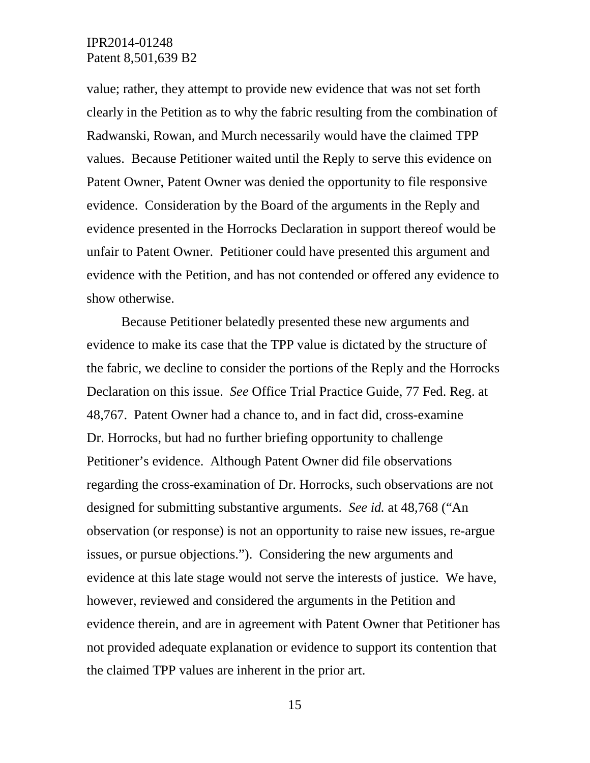value; rather, they attempt to provide new evidence that was not set forth clearly in the Petition as to why the fabric resulting from the combination of Radwanski, Rowan, and Murch necessarily would have the claimed TPP values. Because Petitioner waited until the Reply to serve this evidence on Patent Owner, Patent Owner was denied the opportunity to file responsive evidence. Consideration by the Board of the arguments in the Reply and evidence presented in the Horrocks Declaration in support thereof would be unfair to Patent Owner. Petitioner could have presented this argument and evidence with the Petition, and has not contended or offered any evidence to show otherwise.

Because Petitioner belatedly presented these new arguments and evidence to make its case that the TPP value is dictated by the structure of the fabric, we decline to consider the portions of the Reply and the Horrocks Declaration on this issue. *See* Office Trial Practice Guide, 77 Fed. Reg. at 48,767. Patent Owner had a chance to, and in fact did, cross-examine Dr. Horrocks, but had no further briefing opportunity to challenge Petitioner's evidence. Although Patent Owner did file observations regarding the cross-examination of Dr. Horrocks, such observations are not designed for submitting substantive arguments. *See id.* at 48,768 ("An observation (or response) is not an opportunity to raise new issues, re-argue issues, or pursue objections."). Considering the new arguments and evidence at this late stage would not serve the interests of justice. We have, however, reviewed and considered the arguments in the Petition and evidence therein, and are in agreement with Patent Owner that Petitioner has not provided adequate explanation or evidence to support its contention that the claimed TPP values are inherent in the prior art.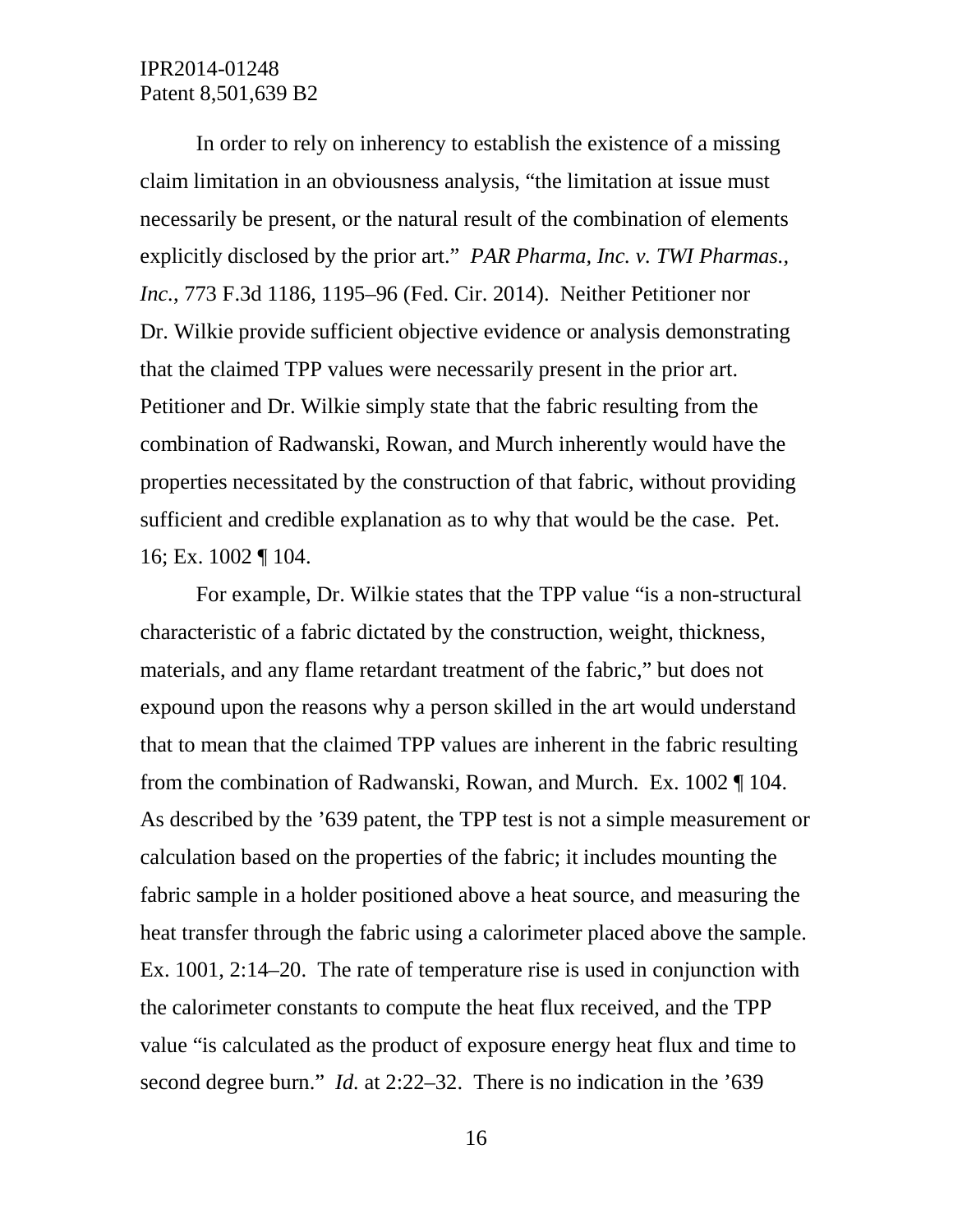In order to rely on inherency to establish the existence of a missing claim limitation in an obviousness analysis, "the limitation at issue must necessarily be present, or the natural result of the combination of elements explicitly disclosed by the prior art." *PAR Pharma, Inc. v. TWI Pharmas., Inc.*, 773 F.3d 1186, 1195–96 (Fed. Cir. 2014). Neither Petitioner nor Dr. Wilkie provide sufficient objective evidence or analysis demonstrating that the claimed TPP values were necessarily present in the prior art. Petitioner and Dr. Wilkie simply state that the fabric resulting from the combination of Radwanski, Rowan, and Murch inherently would have the properties necessitated by the construction of that fabric, without providing sufficient and credible explanation as to why that would be the case. Pet. 16; Ex. 1002 ¶ 104.

For example, Dr. Wilkie states that the TPP value "is a non-structural characteristic of a fabric dictated by the construction, weight, thickness, materials, and any flame retardant treatment of the fabric," but does not expound upon the reasons why a person skilled in the art would understand that to mean that the claimed TPP values are inherent in the fabric resulting from the combination of Radwanski, Rowan, and Murch. Ex. 1002 ¶ 104. As described by the '639 patent, the TPP test is not a simple measurement or calculation based on the properties of the fabric; it includes mounting the fabric sample in a holder positioned above a heat source, and measuring the heat transfer through the fabric using a calorimeter placed above the sample. Ex. 1001, 2:14–20. The rate of temperature rise is used in conjunction with the calorimeter constants to compute the heat flux received, and the TPP value "is calculated as the product of exposure energy heat flux and time to second degree burn." *Id.* at 2:22–32. There is no indication in the '639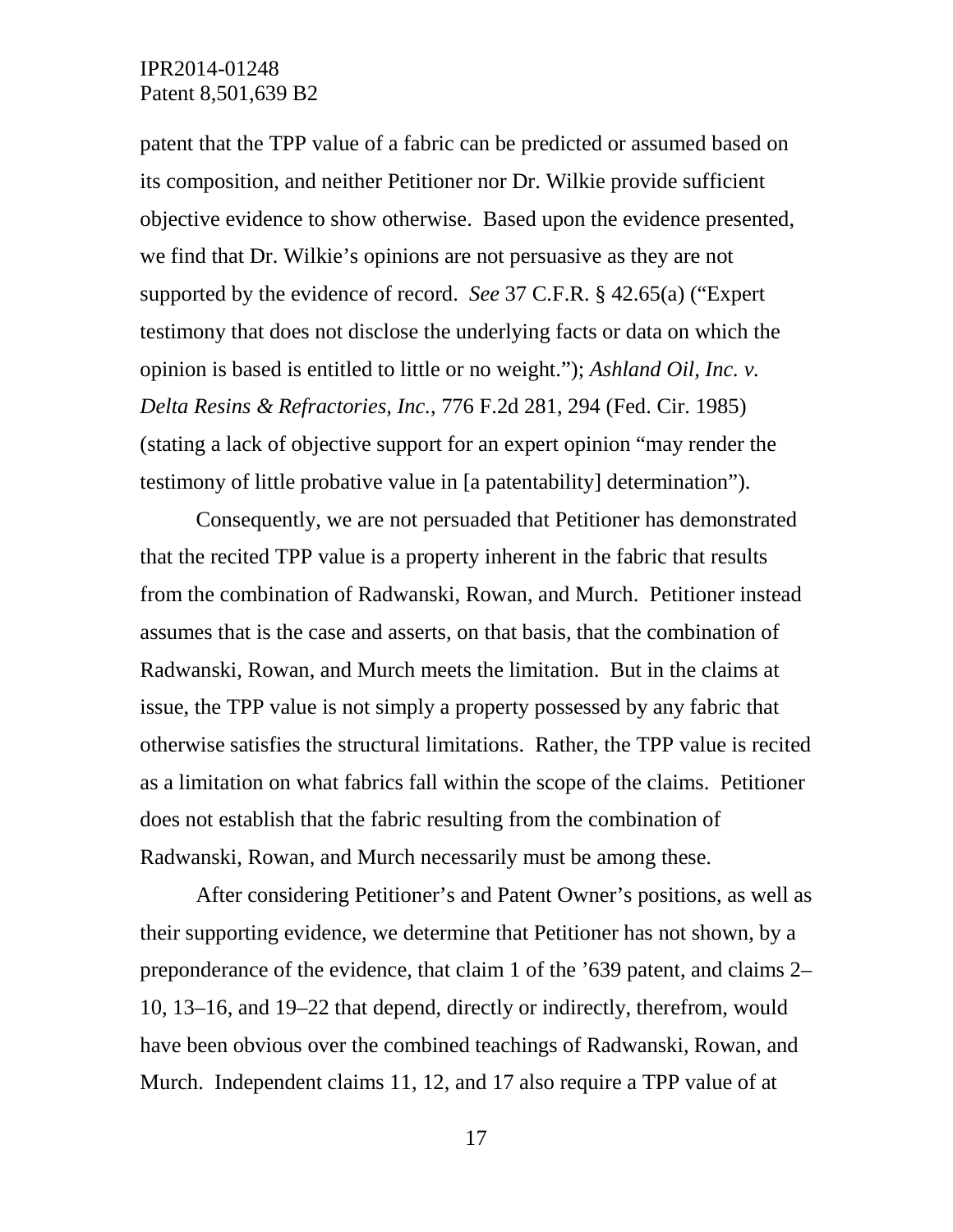patent that the TPP value of a fabric can be predicted or assumed based on its composition, and neither Petitioner nor Dr. Wilkie provide sufficient objective evidence to show otherwise. Based upon the evidence presented, we find that Dr. Wilkie's opinions are not persuasive as they are not supported by the evidence of record. *See* 37 C.F.R. § 42.65(a) ("Expert testimony that does not disclose the underlying facts or data on which the opinion is based is entitled to little or no weight."); *Ashland Oil, Inc. v. Delta Resins & Refractories, Inc.*, 776 F.2d 281, 294 (Fed. Cir. 1985) (stating a lack of objective support for an expert opinion "may render the testimony of little probative value in [a patentability] determination").

Consequently, we are not persuaded that Petitioner has demonstrated that the recited TPP value is a property inherent in the fabric that results from the combination of Radwanski, Rowan, and Murch. Petitioner instead assumes that is the case and asserts, on that basis, that the combination of Radwanski, Rowan, and Murch meets the limitation. But in the claims at issue, the TPP value is not simply a property possessed by any fabric that otherwise satisfies the structural limitations. Rather, the TPP value is recited as a limitation on what fabrics fall within the scope of the claims. Petitioner does not establish that the fabric resulting from the combination of Radwanski, Rowan, and Murch necessarily must be among these.

After considering Petitioner's and Patent Owner's positions, as well as their supporting evidence, we determine that Petitioner has not shown, by a preponderance of the evidence, that claim 1 of the '639 patent, and claims 2–10, 13–16, and 19–22 that depend, directly or indirectly, therefrom, would have been obvious over the combined teachings of Radwanski, Rowan, and Murch. Independent claims 11, 12, and 17 also require a TPP value of at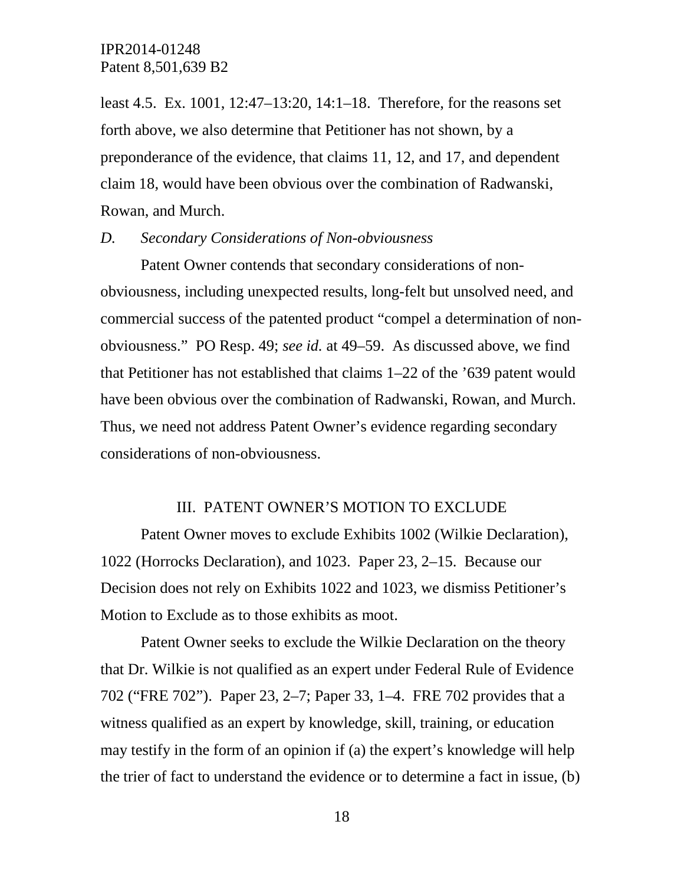least 4.5. Ex. 1001, 12:47–13:20, 14:1–18. Therefore, for the reasons set forth above, we also determine that Petitioner has not shown, by a preponderance of the evidence, that claims 11, 12, and 17, and dependent claim 18, would have been obvious over the combination of Radwanski, Rowan, and Murch.

*D. Secondary Considerations of Non-obviousness*

Patent Owner contends that secondary considerations of non-obviousness, including unexpected results, long-felt but unsolved need, and commercial success of the patented product "compel a determination of non-obviousness." PO Resp. 49; *see id.* at 49–59. As discussed above, we find that Petitioner has not established that claims 1–22 of the '639 patent would have been obvious over the combination of Radwanski, Rowan, and Murch. Thus, we need not address Patent Owner's evidence regarding secondary considerations of non-obviousness.

## III. PATENT OWNER'S MOTION TO EXCLUDE

Patent Owner moves to exclude Exhibits 1002 (Wilkie Declaration), 1022 (Horrocks Declaration), and 1023. Paper 23, 2–15. Because our Decision does not rely on Exhibits 1022 and 1023, we dismiss Petitioner's Motion to Exclude as to those exhibits as moot.

Patent Owner seeks to exclude the Wilkie Declaration on the theory that Dr. Wilkie is not qualified as an expert under Federal Rule of Evidence 702 ("FRE 702"). Paper 23, 2–7; Paper 33, 1–4. FRE 702 provides that a witness qualified as an expert by knowledge, skill, training, or education may testify in the form of an opinion if (a) the expert's knowledge will help the trier of fact to understand the evidence or to determine a fact in issue, (b)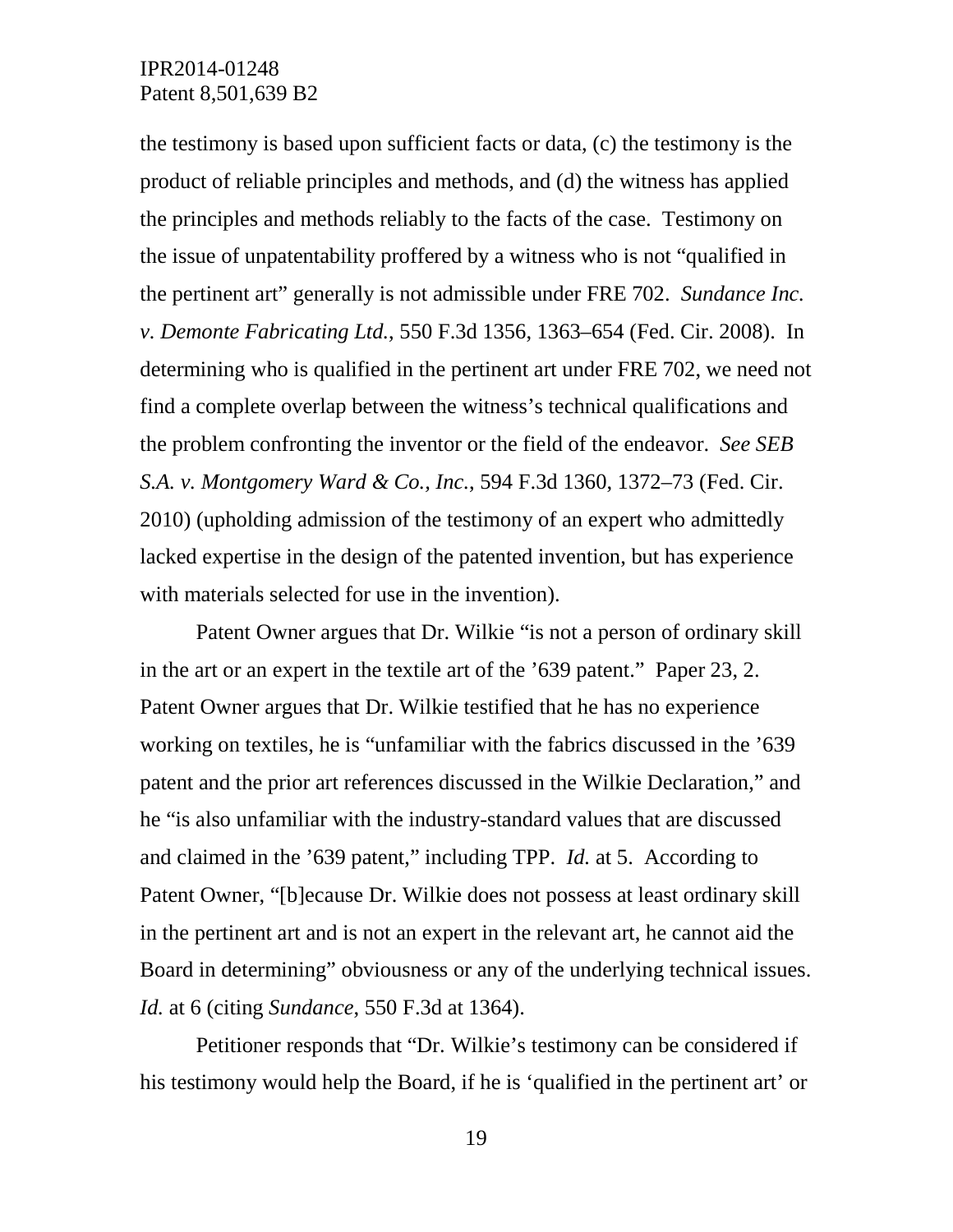the testimony is based upon sufficient facts or data, (c) the testimony is the product of reliable principles and methods, and (d) the witness has applied the principles and methods reliably to the facts of the case. Testimony on the issue of unpatentability proffered by a witness who is not "qualified in the pertinent art" generally is not admissible under FRE 702. *Sundance Inc. v. Demonte Fabricating Ltd.*, 550 F.3d 1356, 1363–654 (Fed. Cir. 2008). In determining who is qualified in the pertinent art under FRE 702, we need not find a complete overlap between the witness's technical qualifications and the problem confronting the inventor or the field of the endeavor. *See SEB S.A. v. Montgomery Ward & Co., Inc.*, 594 F.3d 1360, 1372–73 (Fed. Cir. 2010) (upholding admission of the testimony of an expert who admittedly lacked expertise in the design of the patented invention, but has experience with materials selected for use in the invention).

Patent Owner argues that Dr. Wilkie "is not a person of ordinary skill in the art or an expert in the textile art of the '639 patent." Paper 23, 2. Patent Owner argues that Dr. Wilkie testified that he has no experience working on textiles, he is "unfamiliar with the fabrics discussed in the '639 patent and the prior art references discussed in the Wilkie Declaration," and he "is also unfamiliar with the industry-standard values that are discussed and claimed in the '639 patent," including TPP. *Id.* at 5. According to Patent Owner, "[b]ecause Dr. Wilkie does not possess at least ordinary skill in the pertinent art and is not an expert in the relevant art, he cannot aid the Board in determining" obviousness or any of the underlying technical issues. *Id.* at 6 (citing *Sundance*, 550 F.3d at 1364).

Petitioner responds that "Dr. Wilkie's testimony can be considered if his testimony would help the Board, if he is 'qualified in the pertinent art' or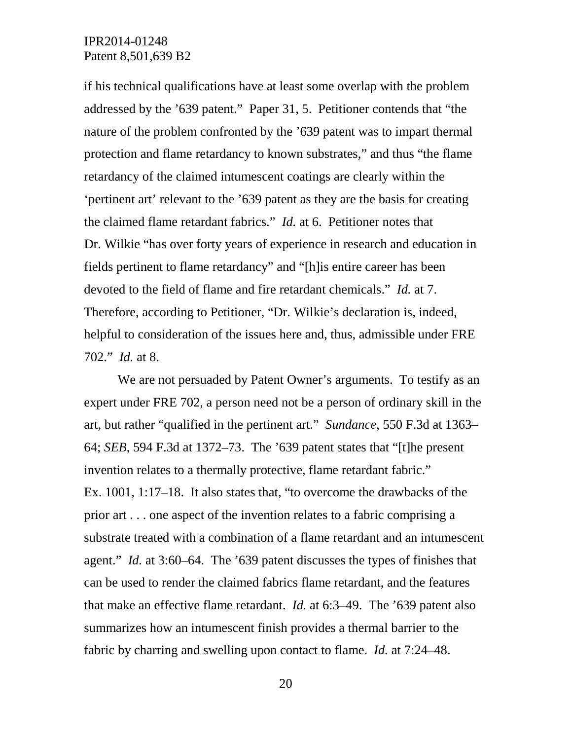if his technical qualifications have at least some overlap with the problem addressed by the '639 patent." Paper 31, 5. Petitioner contends that "the nature of the problem confronted by the '639 patent was to impart thermal protection and flame retardancy to known substrates," and thus "the flame retardancy of the claimed intumescent coatings are clearly within the 'pertinent art' relevant to the '639 patent as they are the basis for creating the claimed flame retardant fabrics." *Id.* at 6. Petitioner notes that Dr. Wilkie "has over forty years of experience in research and education in fields pertinent to flame retardancy" and "[h]is entire career has been devoted to the field of flame and fire retardant chemicals." *Id.* at 7. Therefore, according to Petitioner, "Dr. Wilkie's declaration is, indeed, helpful to consideration of the issues here and, thus, admissible under FRE 702." *Id.* at 8.

We are not persuaded by Patent Owner's arguments. To testify as an expert under FRE 702, a person need not be a person of ordinary skill in the art, but rather "qualified in the pertinent art." *Sundance*, 550 F.3d at 1363–64; *SEB*, 594 F.3d at 1372–73. The '639 patent states that "[t]he present invention relates to a thermally protective, flame retardant fabric." Ex. 1001, 1:17–18. It also states that, "to overcome the drawbacks of the prior art . . . one aspect of the invention relates to a fabric comprising a substrate treated with a combination of a flame retardant and an intumescent agent." *Id.* at 3:60–64. The '639 patent discusses the types of finishes that can be used to render the claimed fabrics flame retardant, and the features that make an effective flame retardant. *Id.* at 6:3–49. The '639 patent also summarizes how an intumescent finish provides a thermal barrier to the fabric by charring and swelling upon contact to flame. *Id.* at 7:24–48.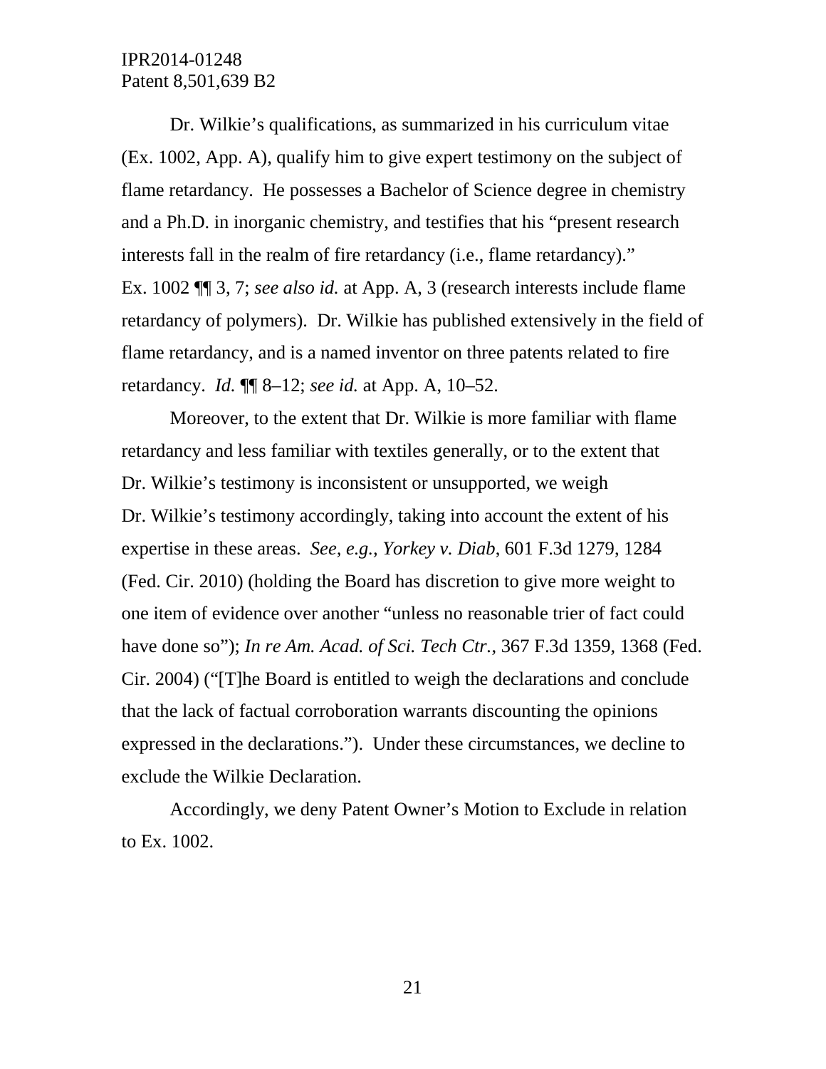Dr. Wilkie's qualifications, as summarized in his curriculum vitae (Ex. 1002, App. A), qualify him to give expert testimony on the subject of flame retardancy. He possesses a Bachelor of Science degree in chemistry and a Ph.D. in inorganic chemistry, and testifies that his "present research interests fall in the realm of fire retardancy (i.e., flame retardancy)." Ex. 1002 ¶¶ 3, 7; *see also id.* at App. A, 3 (research interests include flame retardancy of polymers). Dr. Wilkie has published extensively in the field of flame retardancy, and is a named inventor on three patents related to fire retardancy. *Id.* ¶¶ 8–12; *see id.* at App. A, 10–52.

Moreover, to the extent that Dr. Wilkie is more familiar with flame retardancy and less familiar with textiles generally, or to the extent that Dr. Wilkie's testimony is inconsistent or unsupported, we weigh Dr. Wilkie's testimony accordingly, taking into account the extent of his expertise in these areas. *See, e.g.*, *Yorkey v. Diab*, 601 F.3d 1279, 1284 (Fed. Cir. 2010) (holding the Board has discretion to give more weight to one item of evidence over another "unless no reasonable trier of fact could have done so"); *In re Am. Acad. of Sci. Tech Ctr.*, 367 F.3d 1359, 1368 (Fed. Cir. 2004) ("[T]he Board is entitled to weigh the declarations and conclude that the lack of factual corroboration warrants discounting the opinions expressed in the declarations."). Under these circumstances, we decline to exclude the Wilkie Declaration.

Accordingly, we deny Patent Owner's Motion to Exclude in relation to Ex. 1002.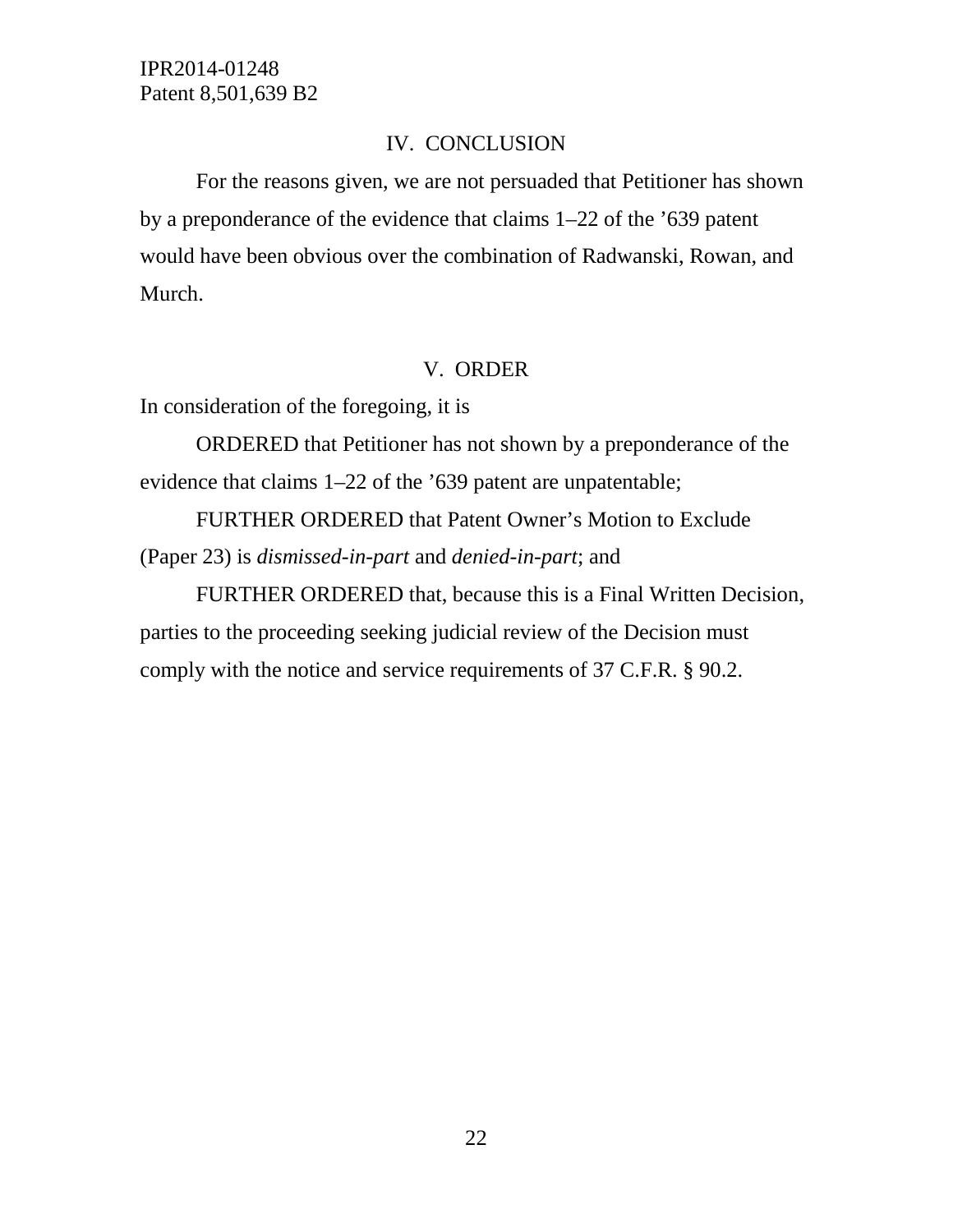## IV. CONCLUSION

For the reasons given, we are not persuaded that Petitioner has shown by a preponderance of the evidence that claims 1–22 of the ’639 patent would have been obvious over the combination of Radwanski, Rowan, and Murch.

## V. ORDER

In consideration of the foregoing, it is

ORDERED that Petitioner has not shown by a preponderance of the evidence that claims 1–22 of the ’639 patent are unpatentable;

FURTHER ORDERED that Patent Owner’s Motion to Exclude (Paper 23) is *dismissed-in-part* and *denied-in-part*; and

FURTHER ORDERED that, because this is a Final Written Decision, parties to the proceeding seeking judicial review of the Decision must comply with the notice and service requirements of 37 C.F.R. § 90.2.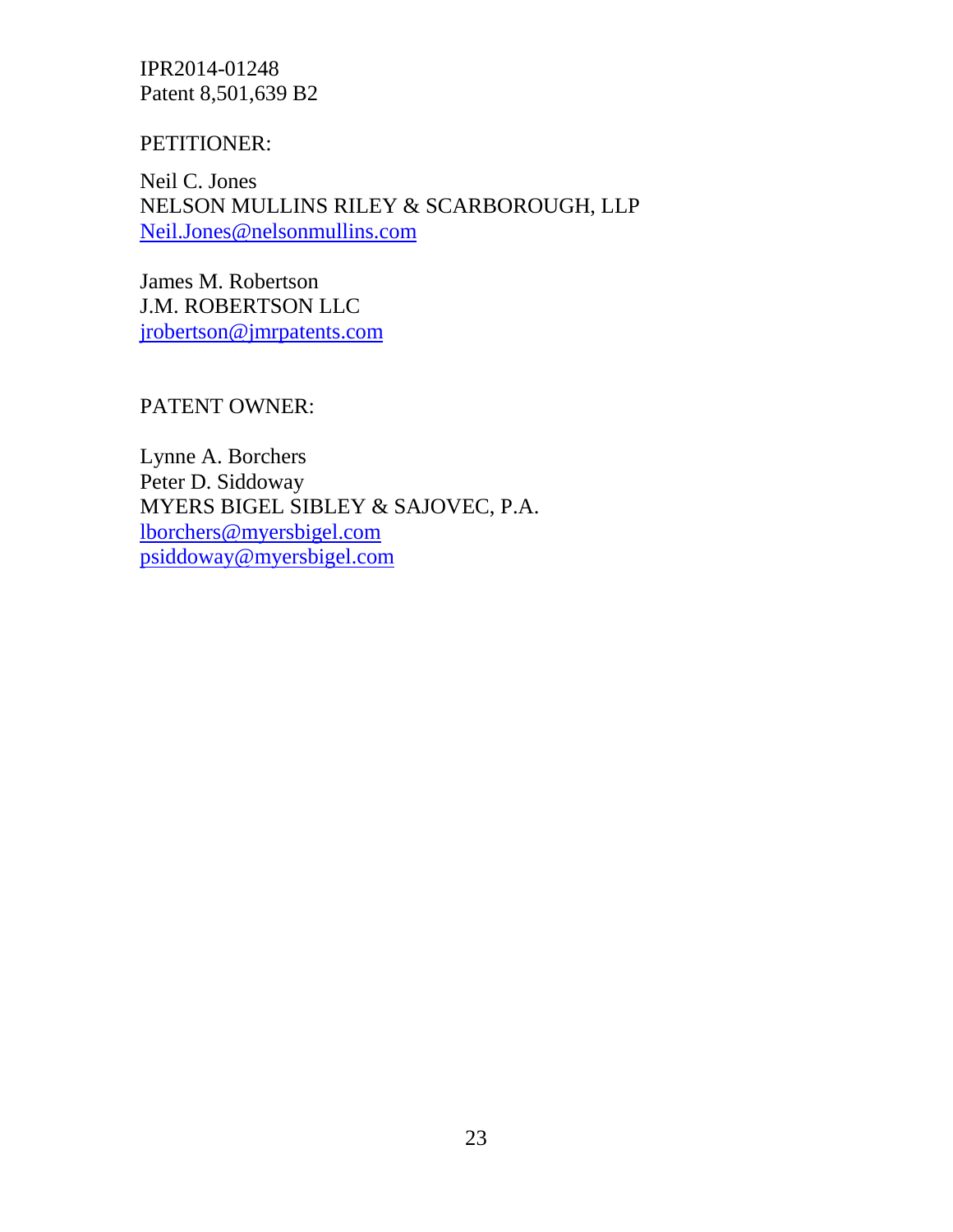IPR2014-01248
Patent 8,501,639 B2

PETITIONER:

Neil C. Jones
NELSON MULLINS RILEY & SCARBOROUGH, LLP
Neil.Jones@nelsonmullins.com

James M. Robertson
J.M. ROBERTSON LLC
jrobertson@jmrpatents.com

PATENT OWNER:

Lynne A. Borchers
Peter D. Siddoway
MYERS BIGEL SIBLEY & SAJOVEC, P.A.
lborchers@myersbigel.com
psiddoway@myersbigel.com